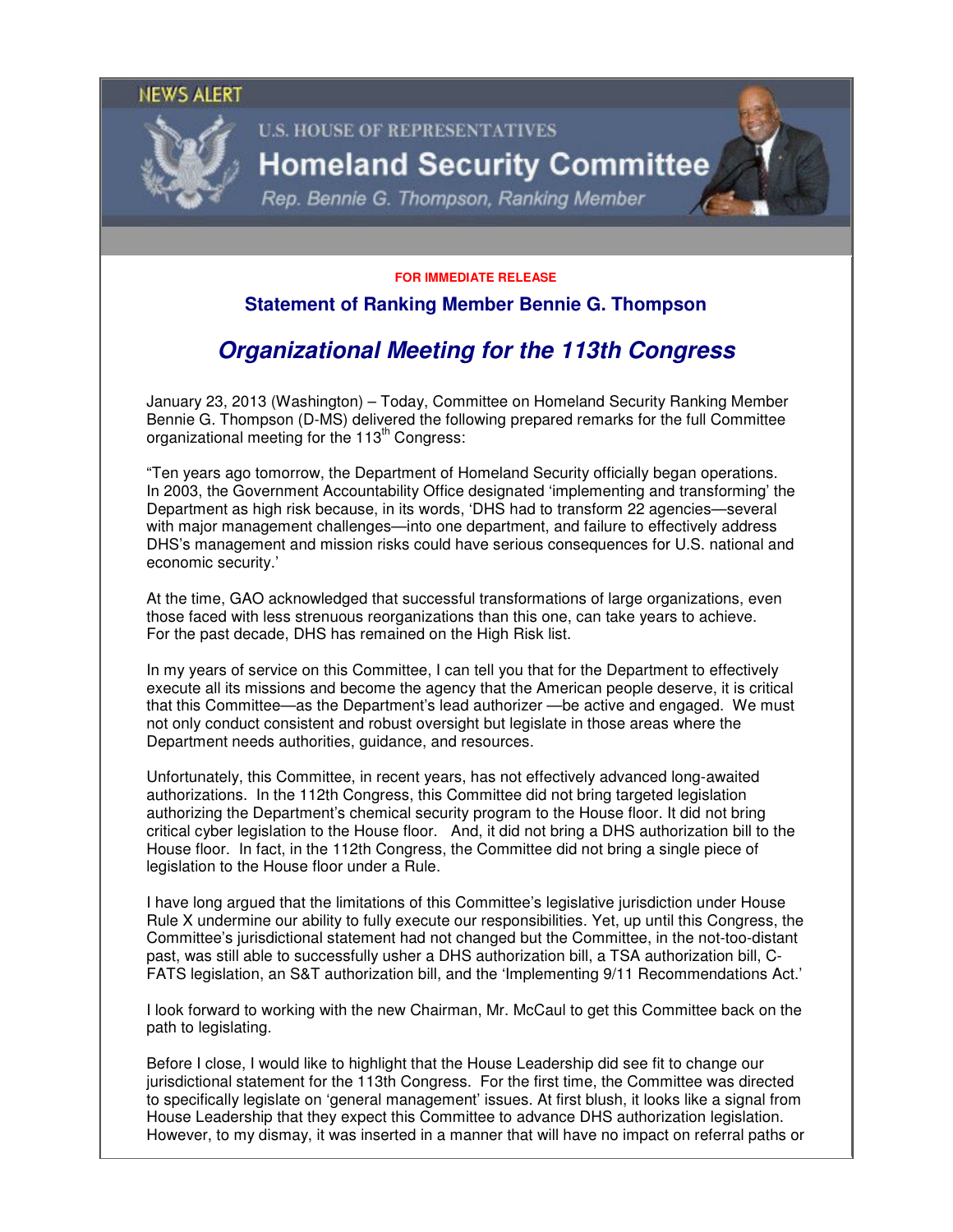NEWS ALERT

U.S. HOUSE OF REPRESENTATIVES

# Homeland Security Committee

*Rep. Bennie G. Thompson, Ranking Member*

**FOR IMMEDIATE RELEASE**

## Statement of Ranking Member Bennie G. Thompson

# *Organizational Meeting for the 113th Congress*

January 23, 2013 (Washington) – Today, Committee on Homeland Security Ranking Member Bennie G. Thompson (D-MS) delivered the following prepared remarks for the full Committee organizational meeting for the 113th Congress:

"Ten years ago tomorrow, the Department of Homeland Security officially began operations. In 2003, the Government Accountability Office designated 'implementing and transforming' the Department as high risk because, in its words, 'DHS had to transform 22 agencies—several with major management challenges—into one department, and failure to effectively address DHS's management and mission risks could have serious consequences for U.S. national and economic security.'

At the time, GAO acknowledged that successful transformations of large organizations, even those faced with less strenuous reorganizations than this one, can take years to achieve. For the past decade, DHS has remained on the High Risk list.

In my years of service on this Committee, I can tell you that for the Department to effectively execute all its missions and become the agency that the American people deserve, it is critical that this Committee—as the Department's lead authorizer —be active and engaged. We must not only conduct consistent and robust oversight but legislate in those areas where the Department needs authorities, guidance, and resources.

Unfortunately, this Committee, in recent years, has not effectively advanced long-awaited authorizations. In the 112th Congress, this Committee did not bring targeted legislation authorizing the Department's chemical security program to the House floor. It did not bring critical cyber legislation to the House floor. And, it did not bring a DHS authorization bill to the House floor. In fact, in the 112th Congress, the Committee did not bring a single piece of legislation to the House floor under a Rule.

I have long argued that the limitations of this Committee's legislative jurisdiction under House Rule X undermine our ability to fully execute our responsibilities. Yet, up until this Congress, the Committee's jurisdictional statement had not changed but the Committee, in the not-too-distant past, was still able to successfully usher a DHS authorization bill, a TSA authorization bill, C-FATS legislation, an S&T authorization bill, and the 'Implementing 9/11 Recommendations Act.'

I look forward to working with the new Chairman, Mr. McCaul to get this Committee back on the path to legislating.

Before I close, I would like to highlight that the House Leadership did see fit to change our jurisdictional statement for the 113th Congress. For the first time, the Committee was directed to specifically legislate on 'general management' issues. At first blush, it looks like a signal from House Leadership that they expect this Committee to advance DHS authorization legislation. However, to my dismay, it was inserted in a manner that will have no impact on referral paths or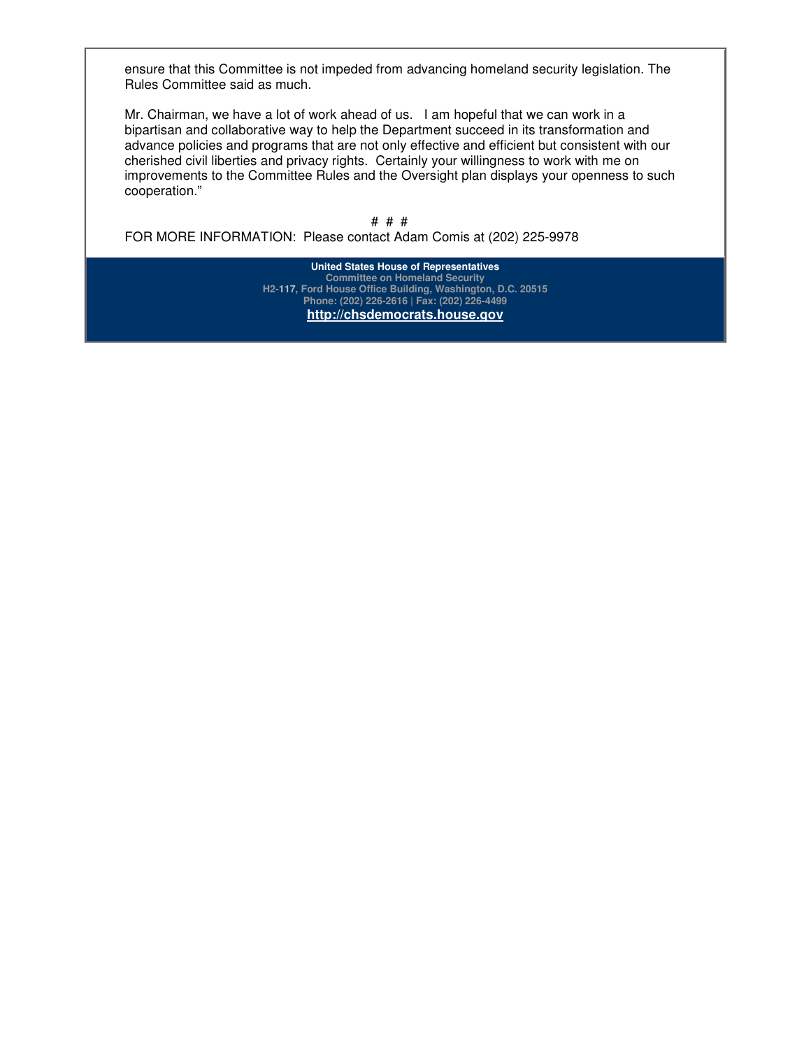ensure that this Committee is not impeded from advancing homeland security legislation. The Rules Committee said as much.

Mr. Chairman, we have a lot of work ahead of us. I am hopeful that we can work in a bipartisan and collaborative way to help the Department succeed in its transformation and advance policies and programs that are not only effective and efficient but consistent with our cherished civil liberties and privacy rights. Certainly your willingness to work with me on improvements to the Committee Rules and the Oversight plan displays your openness to such cooperation."

# # #

FOR MORE INFORMATION: Please contact Adam Comis at (202) 225-9978

**United States House of Representatives**
**Committee on Homeland Security**
**H2-117, Ford House Office Building, Washington, D.C. 20515**
**Phone: (202) 226-2616 | Fax: (202) 226-4499**
**http://chsdemocrats.house.gov**